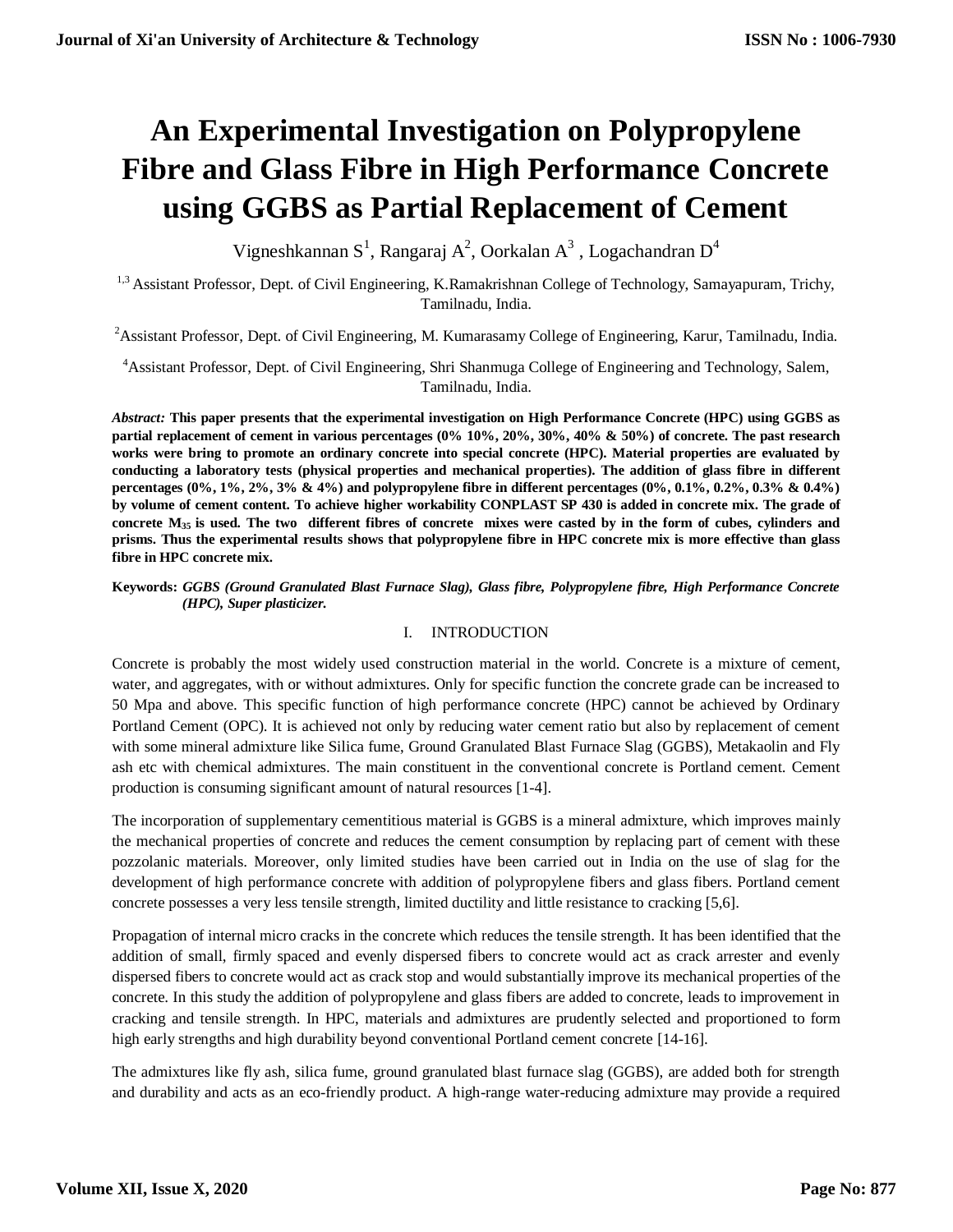# An Experimental Investigation on Polypropylene Fibre and Glass Fibre in High Performance Concrete using GGBS as Partial Replacement of Cement

Vigneshkannan S[1], Rangaraj A[2], Oorkalan A[3], Logachandran D[4]

[1,3] Assistant Professor, Dept. of Civil Engineering, K.Ramakrishnan College of Technology, Samayapuram, Trichy, Tamilnadu, India.

[2]Assistant Professor, Dept. of Civil Engineering, M. Kumarasamy College of Engineering, Karur, Tamilnadu, India.

[4]Assistant Professor, Dept. of Civil Engineering, Shri Shanmuga College of Engineering and Technology, Salem, Tamilnadu, India.

***Abstract:*** **This paper presents that the experimental investigation on High Performance Concrete (HPC) using GGBS as partial replacement of cement in various percentages (0% 10%, 20%, 30%, 40% & 50%) of concrete. The past research works were bring to promote an ordinary concrete into special concrete (HPC). Material properties are evaluated by conducting a laboratory tests (physical properties and mechanical properties). The addition of glass fibre in different percentages (0%, 1%, 2%, 3% & 4%) and polypropylene fibre in different percentages (0%, 0.1%, 0.2%, 0.3% & 0.4%) by volume of cement content. To achieve higher workability CONPLAST SP 430 is added in concrete mix. The grade of concrete $M_{35}$ is used. The two different fibres of concrete mixes were casted by in the form of cubes, cylinders and prisms. Thus the experimental results shows that polypropylene fibre in HPC concrete mix is more effective than glass fibre in HPC concrete mix.**

**Keywords:** ***GGBS (Ground Granulated Blast Furnace Slag), Glass fibre, Polypropylene fibre, High Performance Concrete (HPC), Super plasticizer.***

## I. INTRODUCTION

Concrete is probably the most widely used construction material in the world. Concrete is a mixture of cement, water, and aggregates, with or without admixtures. Only for specific function the concrete grade can be increased to 50 Mpa and above. This specific function of high performance concrete (HPC) cannot be achieved by Ordinary Portland Cement (OPC). It is achieved not only by reducing water cement ratio but also by replacement of cement with some mineral admixture like Silica fume, Ground Granulated Blast Furnace Slag (GGBS), Metakaolin and Fly ash etc with chemical admixtures. The main constituent in the conventional concrete is Portland cement. Cement production is consuming significant amount of natural resources [1-4].

The incorporation of supplementary cementitious material is GGBS is a mineral admixture, which improves mainly the mechanical properties of concrete and reduces the cement consumption by replacing part of cement with these pozzolanic materials. Moreover, only limited studies have been carried out in India on the use of slag for the development of high performance concrete with addition of polypropylene fibers and glass fibers. Portland cement concrete possesses a very less tensile strength, limited ductility and little resistance to cracking [5,6].

Propagation of internal micro cracks in the concrete which reduces the tensile strength. It has been identified that the addition of small, firmly spaced and evenly dispersed fibers to concrete would act as crack arrester and evenly dispersed fibers to concrete would act as crack stop and would substantially improve its mechanical properties of the concrete. In this study the addition of polypropylene and glass fibers are added to concrete, leads to improvement in cracking and tensile strength. In HPC, materials and admixtures are prudently selected and proportioned to form high early strengths and high durability beyond conventional Portland cement concrete [14-16].

The admixtures like fly ash, silica fume, ground granulated blast furnace slag (GGBS), are added both for strength and durability and acts as an eco-friendly product. A high-range water-reducing admixture may provide a required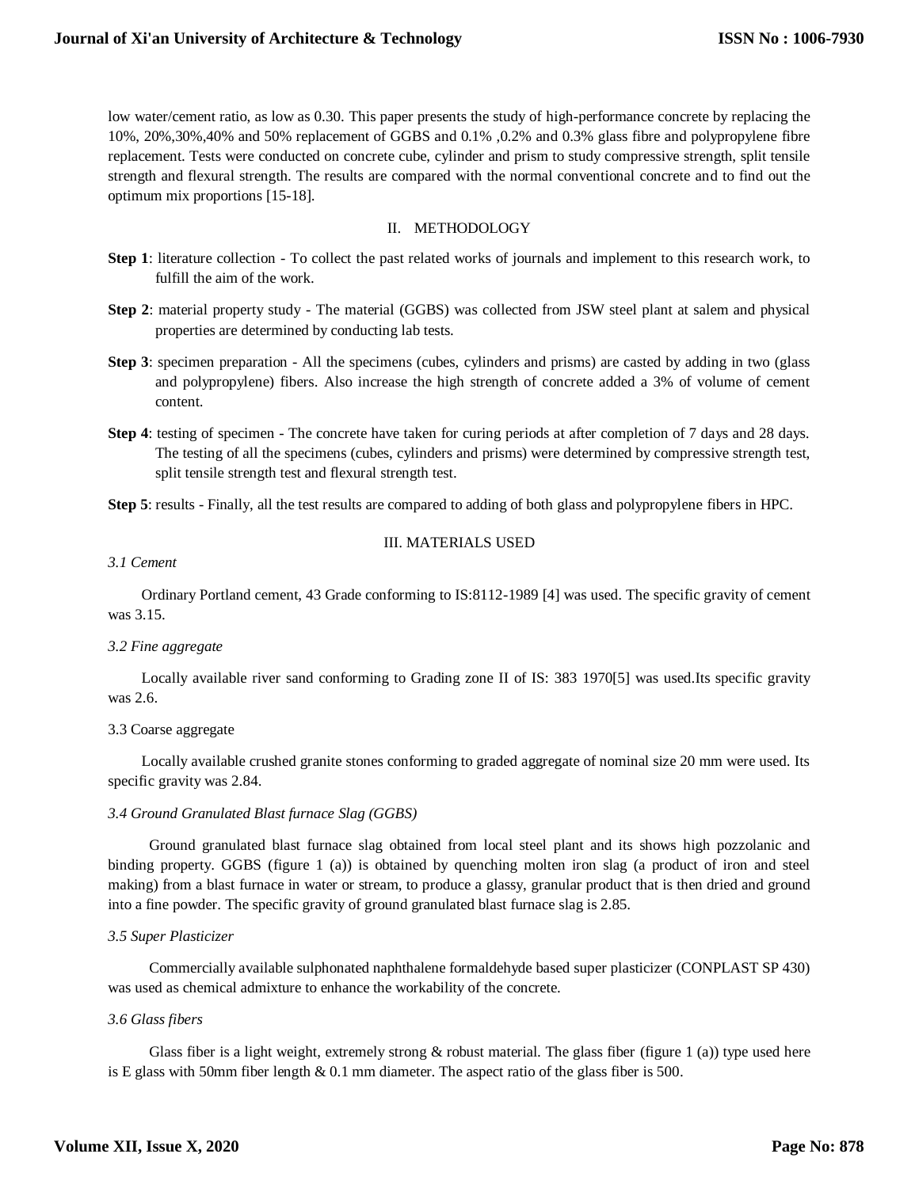low water/cement ratio, as low as 0.30. This paper presents the study of high-performance concrete by replacing the 10%, 20%,30%,40% and 50% replacement of GGBS and 0.1% ,0.2% and 0.3% glass fibre and polypropylene fibre replacement. Tests were conducted on concrete cube, cylinder and prism to study compressive strength, split tensile strength and flexural strength. The results are compared with the normal conventional concrete and to find out the optimum mix proportions [15-18].

## II. METHODOLOGY

**Step 1**: literature collection - To collect the past related works of journals and implement to this research work, to fulfill the aim of the work.

**Step 2**: material property study - The material (GGBS) was collected from JSW steel plant at salem and physical properties are determined by conducting lab tests.

**Step 3**: specimen preparation - All the specimens (cubes, cylinders and prisms) are casted by adding in two (glass and polypropylene) fibers. Also increase the high strength of concrete added a 3% of volume of cement content.

**Step 4**: testing of specimen - The concrete have taken for curing periods at after completion of 7 days and 28 days. The testing of all the specimens (cubes, cylinders and prisms) were determined by compressive strength test, split tensile strength test and flexural strength test.

**Step 5**: results - Finally, all the test results are compared to adding of both glass and polypropylene fibers in HPC.

## III. MATERIALS USED

### *3.1 Cement*

Ordinary Portland cement, 43 Grade conforming to IS:8112-1989 [4] was used. The specific gravity of cement was 3.15.

### *3.2 Fine aggregate*

Locally available river sand conforming to Grading zone II of IS: 383 1970[5] was used.Its specific gravity was 2.6.

### 3.3 Coarse aggregate

Locally available crushed granite stones conforming to graded aggregate of nominal size 20 mm were used. Its specific gravity was 2.84.

### *3.4 Ground Granulated Blast furnace Slag (GGBS)*

Ground granulated blast furnace slag obtained from local steel plant and its shows high pozzolanic and binding property. GGBS (figure 1 (a)) is obtained by quenching molten iron slag (a product of iron and steel making) from a blast furnace in water or stream, to produce a glassy, granular product that is then dried and ground into a fine powder. The specific gravity of ground granulated blast furnace slag is 2.85.

### *3.5 Super Plasticizer*

Commercially available sulphonated naphthalene formaldehyde based super plasticizer (CONPLAST SP 430) was used as chemical admixture to enhance the workability of the concrete.

### *3.6 Glass fibers*

Glass fiber is a light weight, extremely strong & robust material. The glass fiber (figure 1 (a)) type used here is E glass with 50mm fiber length & 0.1 mm diameter. The aspect ratio of the glass fiber is 500.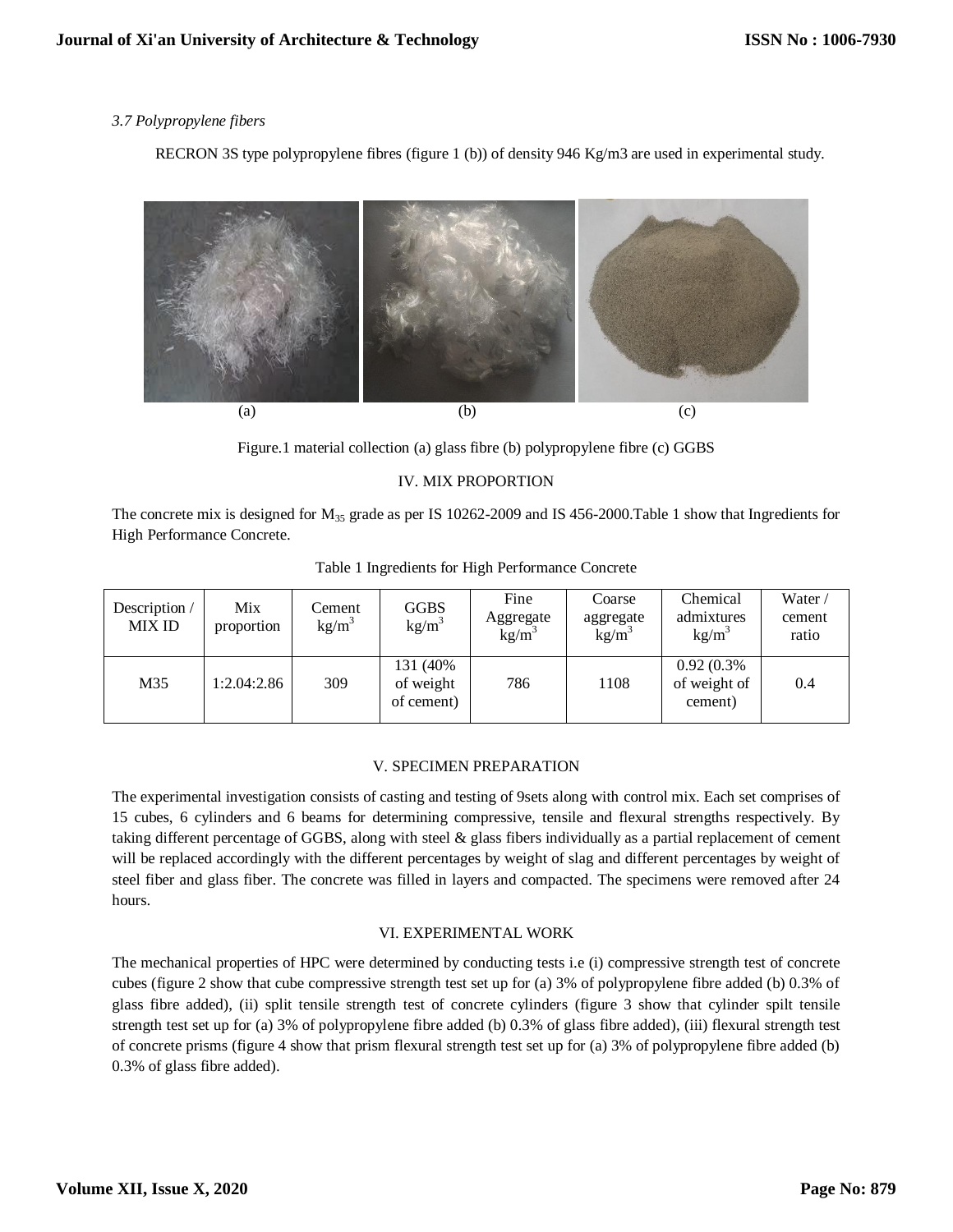*3.7 Polypropylene fibers*

RECRON 3S type polypropylene fibres (figure 1 (b)) of density 946 Kg/m3 are used in experimental study.

(a) (b) (c)

Figure.1 material collection (a) glass fibre (b) polypropylene fibre (c) GGBS

## IV. MIX PROPORTION

The concrete mix is designed for $M_{35}$ grade as per IS 10262-2009 and IS 456-2000.Table 1 show that Ingredients for High Performance Concrete.

Table 1 Ingredients for High Performance Concrete

| Description / MIX ID | Mix proportion | Cement $kg/m^3$ | GGBS $kg/m^3$ | Fine Aggregate $kg/m^3$ | Coarse aggregate $kg/m^3$ | Chemical admixtures $kg/m^3$ | Water / cement ratio |
|---|---|---|---|---|---|---|---|
| M35 | 1:2.04:2.86 | 309 | 131 (40% of weight of cement) | 786 | 1108 | 0.92 (0.3% of weight of cement) | 0.4 |

## V. SPECIMEN PREPARATION

The experimental investigation consists of casting and testing of 9sets along with control mix. Each set comprises of 15 cubes, 6 cylinders and 6 beams for determining compressive, tensile and flexural strengths respectively. By taking different percentage of GGBS, along with steel & glass fibers individually as a partial replacement of cement will be replaced accordingly with the different percentages by weight of slag and different percentages by weight of steel fiber and glass fiber. The concrete was filled in layers and compacted. The specimens were removed after 24 hours.

## VI. EXPERIMENTAL WORK

The mechanical properties of HPC were determined by conducting tests i.e (i) compressive strength test of concrete cubes (figure 2 show that cube compressive strength test set up for (a) 3% of polypropylene fibre added (b) 0.3% of glass fibre added), (ii) split tensile strength test of concrete cylinders (figure 3 show that cylinder spilt tensile strength test set up for (a) 3% of polypropylene fibre added (b) 0.3% of glass fibre added), (iii) flexural strength test of concrete prisms (figure 4 show that prism flexural strength test set up for (a) 3% of polypropylene fibre added (b) 0.3% of glass fibre added).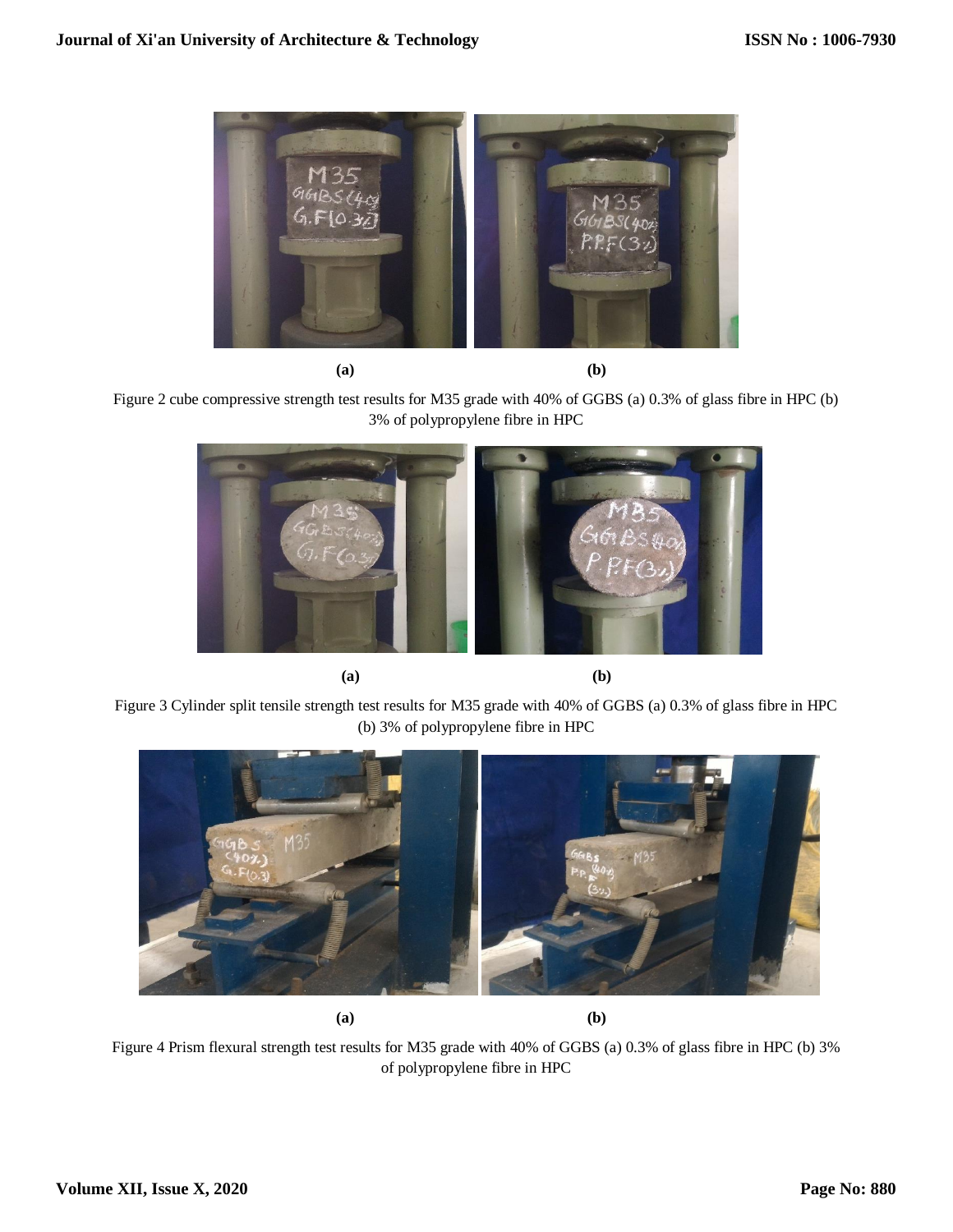(a) (b)

Figure 2 cube compressive strength test results for M35 grade with 40% of GGBS (a) 0.3% of glass fibre in HPC (b) 3% of polypropylene fibre in HPC

(a) (b)

Figure 3 Cylinder split tensile strength test results for M35 grade with 40% of GGBS (a) 0.3% of glass fibre in HPC (b) 3% of polypropylene fibre in HPC

(a) (b)

Figure 4 Prism flexural strength test results for M35 grade with 40% of GGBS (a) 0.3% of glass fibre in HPC (b) 3% of polypropylene fibre in HPC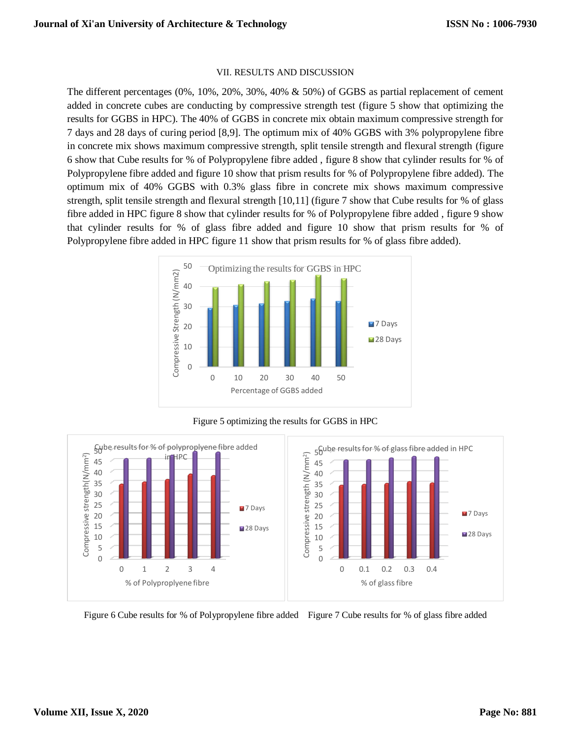## VII. RESULTS AND DISCUSSION

The different percentages (0%, 10%, 20%, 30%, 40% & 50%) of GGBS as partial replacement of cement added in concrete cubes are conducting by compressive strength test (figure 5 show that optimizing the results for GGBS in HPC). The 40% of GGBS in concrete mix obtain maximum compressive strength for 7 days and 28 days of curing period [8,9]. The optimum mix of 40% GGBS with 3% polypropylene fibre in concrete mix shows maximum compressive strength, split tensile strength and flexural strength (figure 6 show that Cube results for % of Polypropylene fibre added , figure 8 show that cylinder results for % of Polypropylene fibre added and figure 10 show that prism results for % of Polypropylene fibre added). The optimum mix of 40% GGBS with 0.3% glass fibre in concrete mix shows maximum compressive strength, split tensile strength and flexural strength [10,11] (figure 7 show that Cube results for % of glass fibre added in HPC figure 8 show that cylinder results for % of Polypropylene fibre added , figure 9 show that cylinder results for % of glass fibre added and figure 10 show that prism results for % of Polypropylene fibre added in HPC figure 11 show that prism results for % of glass fibre added).

Figure 5 optimizing the results for GGBS in HPC

Figure 6 Cube results for % of Polypropylene fibre added    Figure 7 Cube results for % of glass fibre added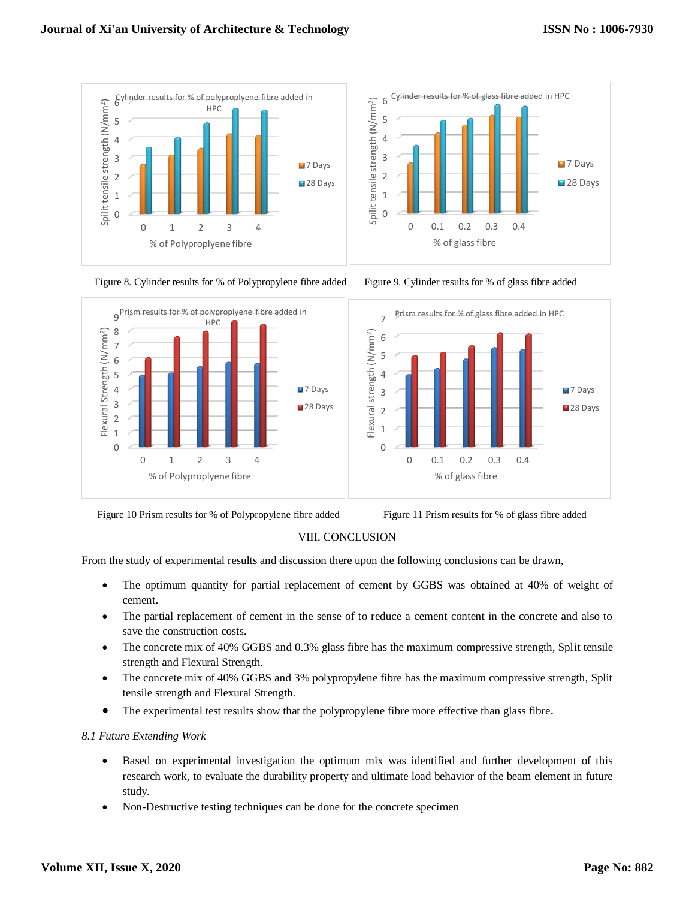Figure 8. Cylinder results for % of Polypropylene fibre added

Figure 9. Cylinder results for % of glass fibre added

Figure 10 Prism results for % of Polypropylene fibre added

Figure 11 Prism results for % of glass fibre added

## VIII. CONCLUSION

From the study of experimental results and discussion there upon the following conclusions can be drawn,

- The optimum quantity for partial replacement of cement by GGBS was obtained at 40% of weight of cement.
- The partial replacement of cement in the sense of to reduce a cement content in the concrete and also to save the construction costs.
- The concrete mix of 40% GGBS and 0.3% glass fibre has the maximum compressive strength, Split tensile strength and Flexural Strength.
- The concrete mix of 40% GGBS and 3% polypropylene fibre has the maximum compressive strength, Split tensile strength and Flexural Strength.
- The experimental test results show that the polypropylene fibre more effective than glass fibre.

### *8.1 Future Extending Work*

- Based on experimental investigation the optimum mix was identified and further development of this research work, to evaluate the durability property and ultimate load behavior of the beam element in future study.
- Non-Destructive testing techniques can be done for the concrete specimen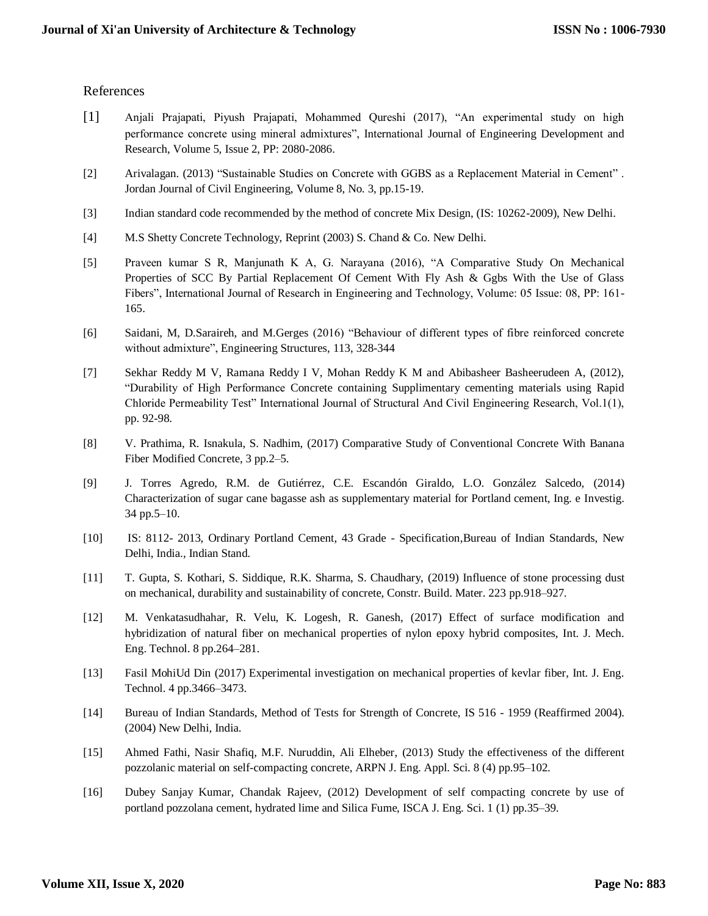## References

[1] Anjali Prajapati, Piyush Prajapati, Mohammed Qureshi (2017), "An experimental study on high performance concrete using mineral admixtures", International Journal of Engineering Development and Research, Volume 5, Issue 2, PP: 2080-2086.

[2] Arivalagan. (2013) "Sustainable Studies on Concrete with GGBS as a Replacement Material in Cement" . Jordan Journal of Civil Engineering, Volume 8, No. 3, pp.15-19.

[3] Indian standard code recommended by the method of concrete Mix Design, (IS: 10262-2009), New Delhi.

[4] M.S Shetty Concrete Technology, Reprint (2003) S. Chand & Co. New Delhi.

[5] Praveen kumar S R, Manjunath K A, G. Narayana (2016), "A Comparative Study On Mechanical Properties of SCC By Partial Replacement Of Cement With Fly Ash & Ggbs With the Use of Glass Fibers", International Journal of Research in Engineering and Technology, Volume: 05 Issue: 08, PP: 161-165.

[6] Saidani, M, D.Saraireh, and M.Gerges (2016) "Behaviour of different types of fibre reinforced concrete without admixture", Engineering Structures, 113, 328-344

[7] Sekhar Reddy M V, Ramana Reddy I V, Mohan Reddy K M and Abibasheer Basheerudeen A, (2012), "Durability of High Performance Concrete containing Supplimentary cementing materials using Rapid Chloride Permeability Test" International Journal of Structural And Civil Engineering Research, Vol.1(1), pp. 92-98.

[8] V. Prathima, R. Isnakula, S. Nadhim, (2017) Comparative Study of Conventional Concrete With Banana Fiber Modified Concrete, 3 pp.2–5.

[9] J. Torres Agredo, R.M. de Gutiérrez, C.E. Escandón Giraldo, L.O. González Salcedo, (2014) Characterization of sugar cane bagasse ash as supplementary material for Portland cement, Ing. e Investig. 34 pp.5–10.

[10] IS: 8112- 2013, Ordinary Portland Cement, 43 Grade - Specification,Bureau of Indian Standards, New Delhi, India., Indian Stand.

[11] T. Gupta, S. Kothari, S. Siddique, R.K. Sharma, S. Chaudhary, (2019) Influence of stone processing dust on mechanical, durability and sustainability of concrete, Constr. Build. Mater. 223 pp.918–927.

[12] M. Venkatasudhahar, R. Velu, K. Logesh, R. Ganesh, (2017) Effect of surface modification and hybridization of natural fiber on mechanical properties of nylon epoxy hybrid composites, Int. J. Mech. Eng. Technol. 8 pp.264–281.

[13] Fasil MohiUd Din (2017) Experimental investigation on mechanical properties of kevlar fiber, Int. J. Eng. Technol. 4 pp.3466–3473.

[14] Bureau of Indian Standards, Method of Tests for Strength of Concrete, IS 516 - 1959 (Reaffirmed 2004). (2004) New Delhi, India.

[15] Ahmed Fathi, Nasir Shafiq, M.F. Nuruddin, Ali Elheber, (2013) Study the effectiveness of the different pozzolanic material on self-compacting concrete, ARPN J. Eng. Appl. Sci. 8 (4) pp.95–102.

[16] Dubey Sanjay Kumar, Chandak Rajeev, (2012) Development of self compacting concrete by use of portland pozzolana cement, hydrated lime and Silica Fume, ISCA J. Eng. Sci. 1 (1) pp.35–39.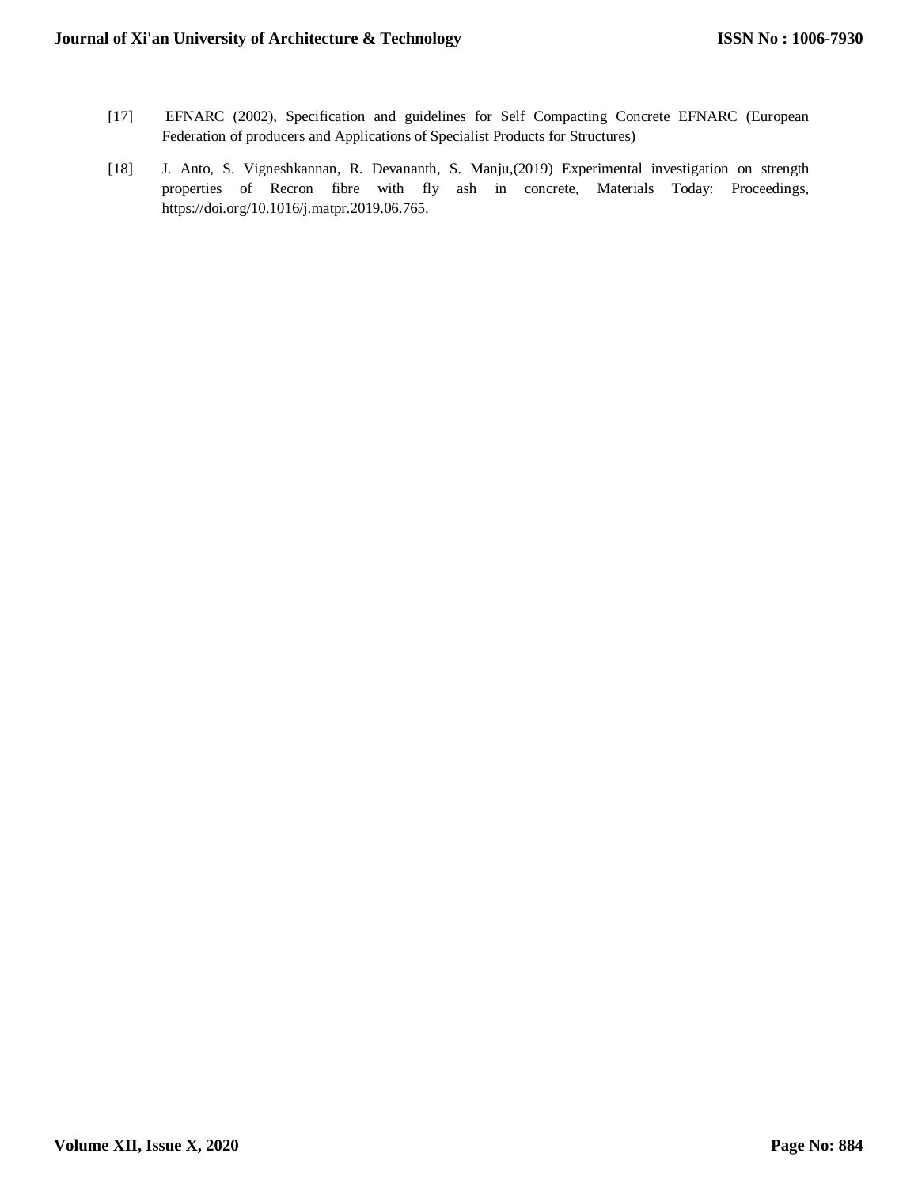[17] EFNARC (2002), Specification and guidelines for Self Compacting Concrete EFNARC (European Federation of producers and Applications of Specialist Products for Structures)

[18] J. Anto, S. Vigneshkannan, R. Devananth, S. Manju,(2019) Experimental investigation on strength properties of Recron fibre with fly ash in concrete, Materials Today: Proceedings, https://doi.org/10.1016/j.matpr.2019.06.765.